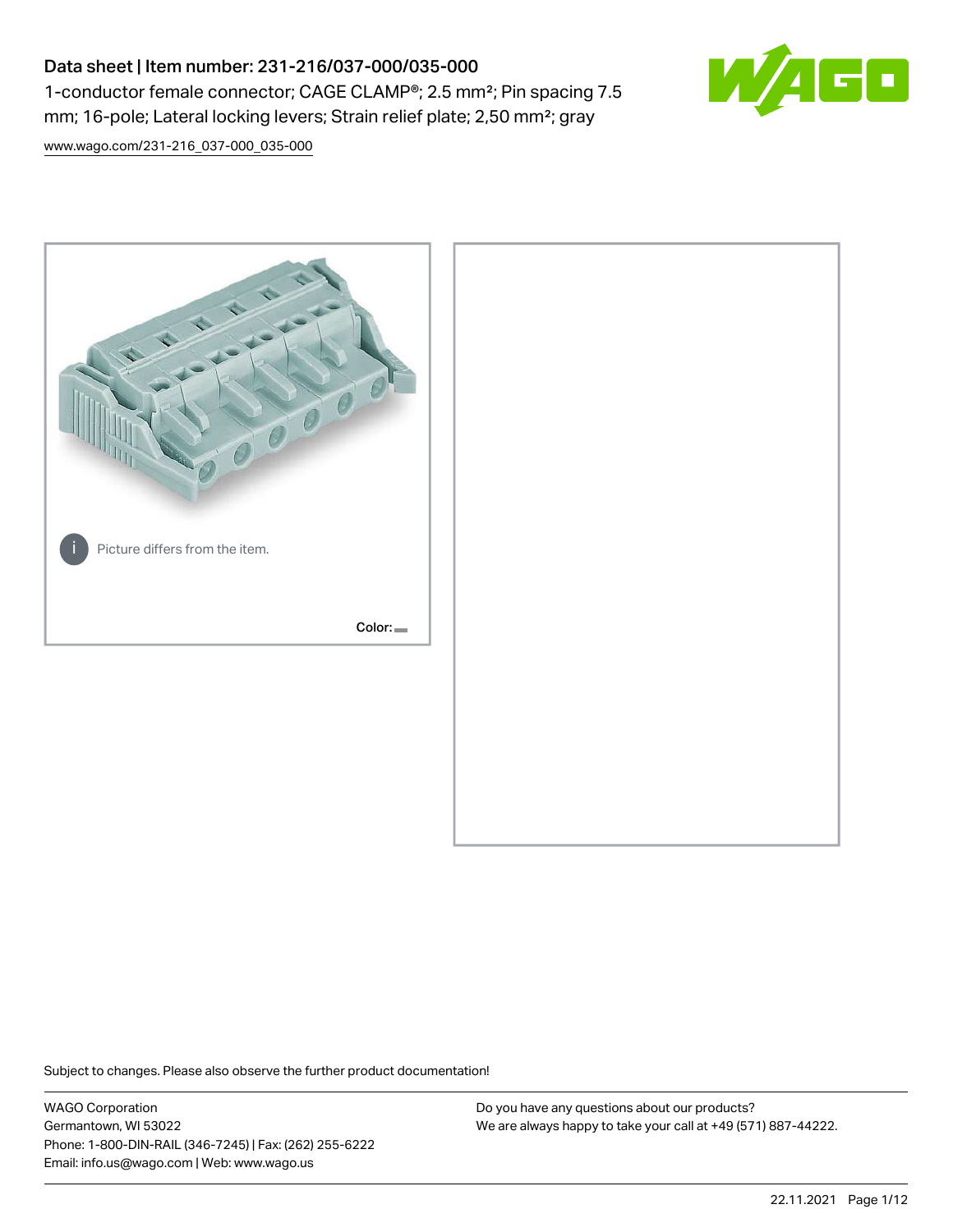# Data sheet | Item number: 231-216/037-000/035-000

1-conductor female connector; CAGE CLAMP®; 2.5 mm²; Pin spacing 7.5 mm; 16-pole; Lateral locking levers; Strain relief plate; 2,50 mm²; gray

www.wago.com/231-216_037-000_035-000

Picture differs from the item.

Color:

Subject to changes. Please also observe the further product documentation!

WAGO Corporation
Germantown, WI 53022
Phone: 1-800-DIN-RAIL (346-7245) | Fax: (262) 255-6222
Email: info.us@wago.com | Web: www.wago.us

Do you have any questions about our products?
We are always happy to take your call at +49 (571) 887-44222.

22.11.2021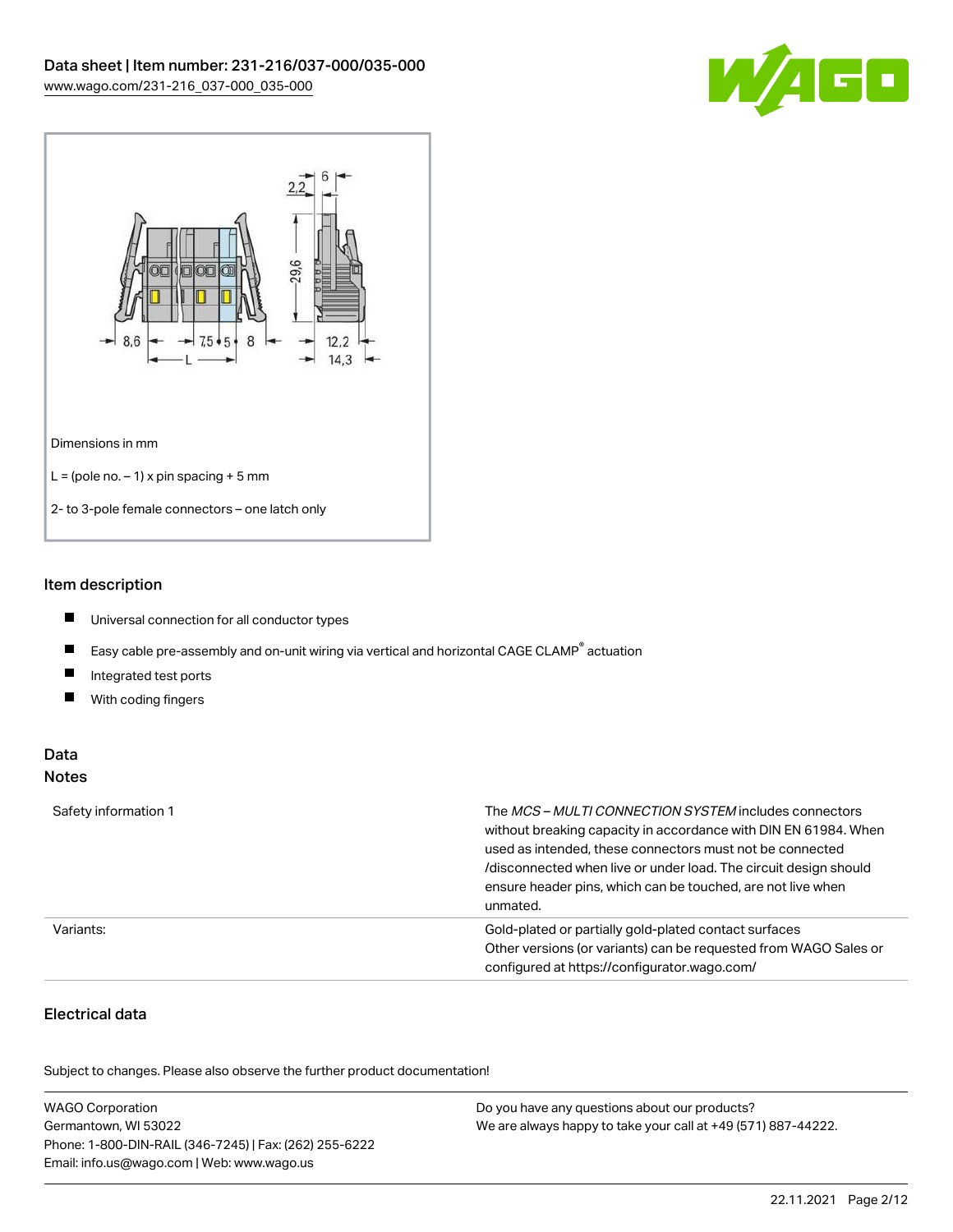Dimensions in mm

L = (pole no. – 1) x pin spacing + 5 mm

2- to 3-pole female connectors – one latch only

## Item description

- Universal connection for all conductor types
- Easy cable pre-assembly and on-unit wiring via vertical and horizontal CAGE CLAMP® actuation
- Integrated test ports
- With coding fingers

## Data

### Notes

| | |
|---|---|
| Safety information 1 | The *MCS – MULTI CONNECTION SYSTEM* includes connectors without breaking capacity in accordance with DIN EN 61984. When used as intended, these connectors must not be connected /disconnected when live or under load. The circuit design should ensure header pins, which can be touched, are not live when unmated. |
| Variants: | Gold-plated or partially gold-plated contact surfaces<br>Other versions (or variants) can be requested from WAGO Sales or configured at https://configurator.wago.com/ |

### Electrical data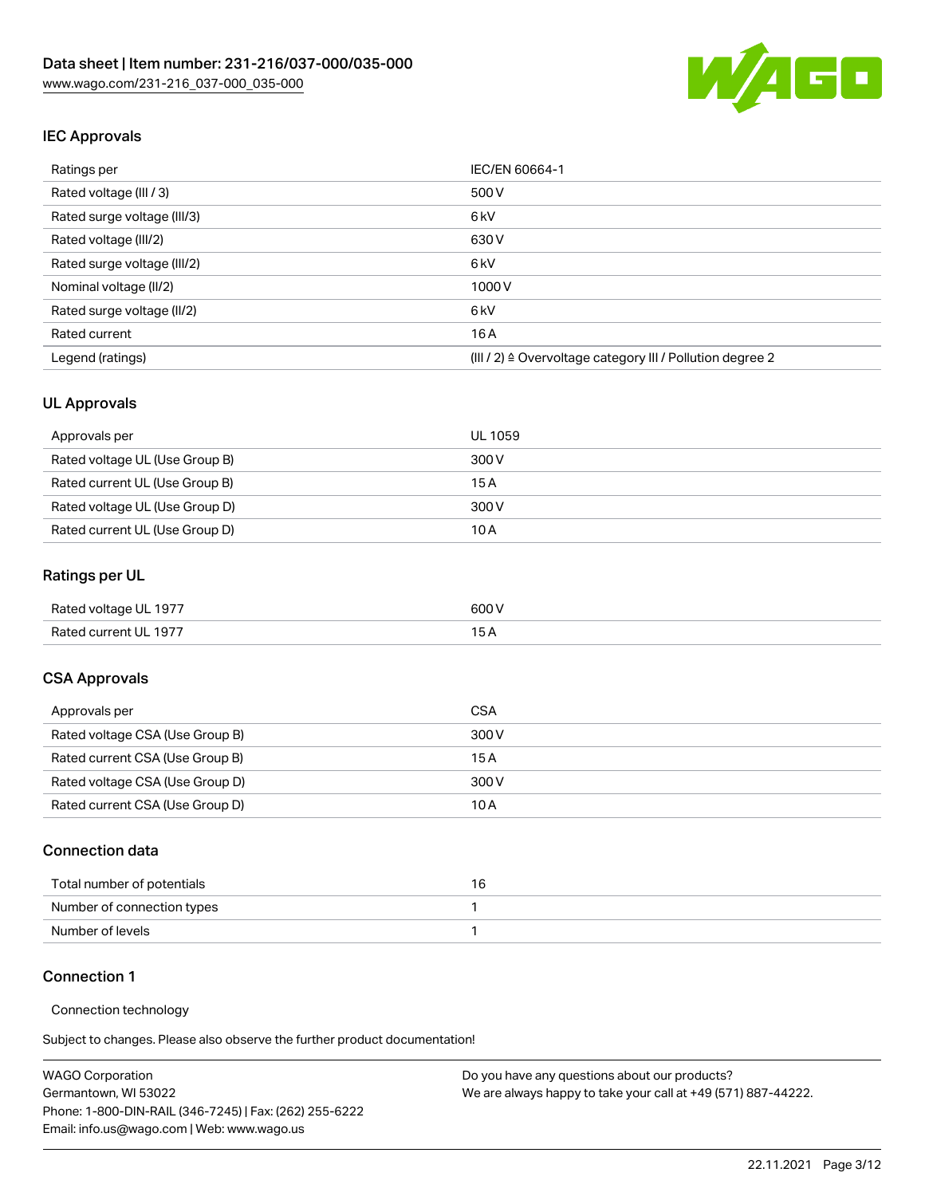## IEC Approvals

| Ratings per | IEC/EN 60664-1 |
|---|---|
| Rated voltage (III / 3) | 500 V |
| Rated surge voltage (III/3) | 6 kV |
| Rated voltage (III/2) | 630 V |
| Rated surge voltage (III/2) | 6 kV |
| Nominal voltage (II/2) | 1000 V |
| Rated surge voltage (II/2) | 6 kV |
| Rated current | 16 A |
| Legend (ratings) | (III / 2) ≙ Overvoltage category III / Pollution degree 2 |

## UL Approvals

| Approvals per | UL 1059 |
|---|---|
| Rated voltage UL (Use Group B) | 300 V |
| Rated current UL (Use Group B) | 15 A |
| Rated voltage UL (Use Group D) | 300 V |
| Rated current UL (Use Group D) | 10 A |

## Ratings per UL

| Rated voltage UL 1977 | 600 V |
|---|---|
| Rated current UL 1977 | 15 A |

## CSA Approvals

| Approvals per | CSA |
|---|---|
| Rated voltage CSA (Use Group B) | 300 V |
| Rated current CSA (Use Group B) | 15 A |
| Rated voltage CSA (Use Group D) | 300 V |
| Rated current CSA (Use Group D) | 10 A |

## Connection data

| Total number of potentials | 16 |
|---|---|
| Number of connection types | 1 |
| Number of levels | 1 |

## Connection 1

Connection technology

Subject to changes. Please also observe the further product documentation!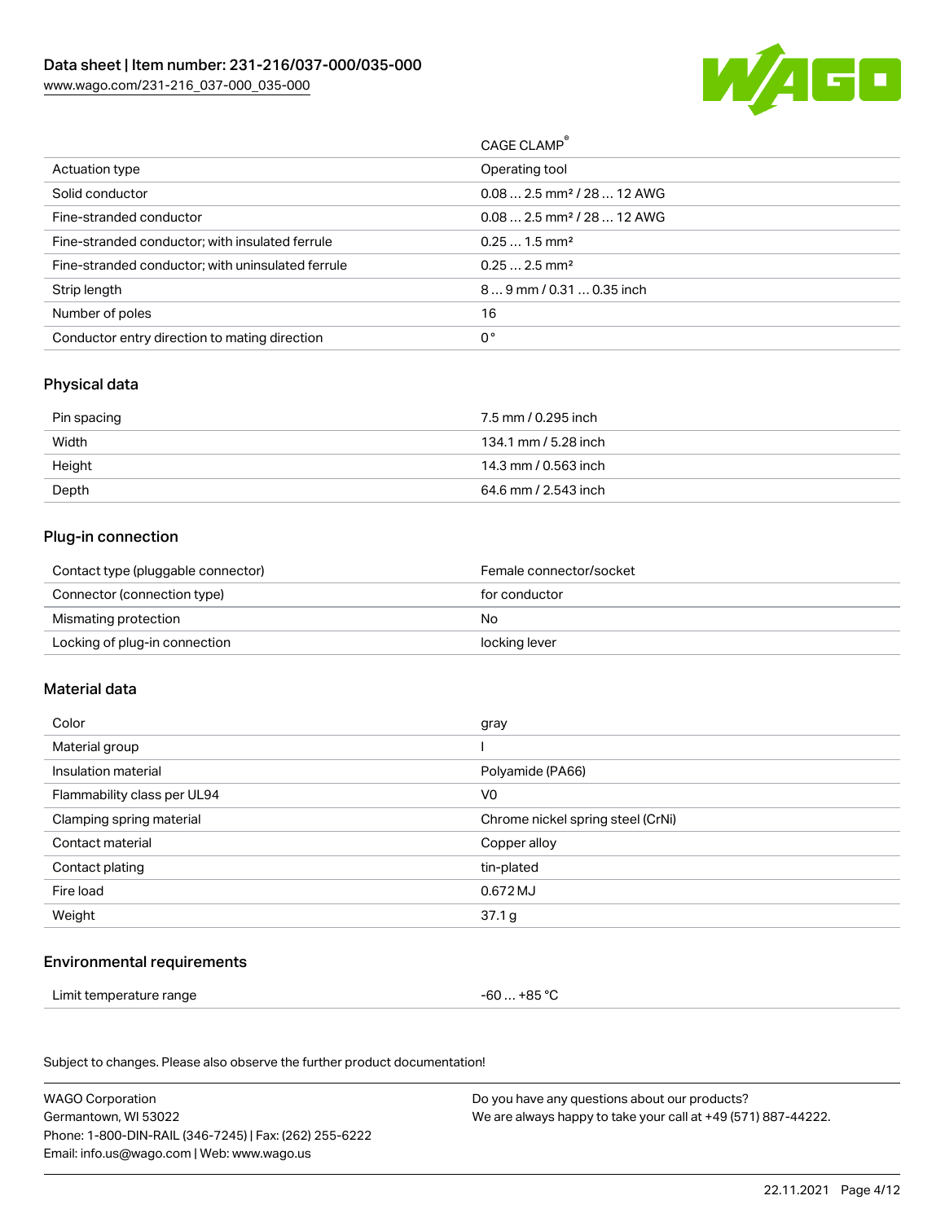| | CAGE CLAMP® |
|---|---|
| Actuation type | Operating tool |
| Solid conductor | 0.08 … 2.5 mm² / 28 … 12 AWG |
| Fine-stranded conductor | 0.08 … 2.5 mm² / 28 … 12 AWG |
| Fine-stranded conductor; with insulated ferrule | 0.25 … 1.5 mm² |
| Fine-stranded conductor; with uninsulated ferrule | 0.25 … 2.5 mm² |
| Strip length | 8 … 9 mm / 0.31 … 0.35 inch |
| Number of poles | 16 |
| Conductor entry direction to mating direction | 0 ° |

## Physical data

| | |
|---|---|
| Pin spacing | 7.5 mm / 0.295 inch |
| Width | 134.1 mm / 5.28 inch |
| Height | 14.3 mm / 0.563 inch |
| Depth | 64.6 mm / 2.543 inch |

## Plug-in connection

| | |
|---|---|
| Contact type (pluggable connector) | Female connector/socket |
| Connector (connection type) | for conductor |
| Mismating protection | No |
| Locking of plug-in connection | locking lever |

## Material data

| | |
|---|---|
| Color | gray |
| Material group | I |
| Insulation material | Polyamide (PA66) |
| Flammability class per UL94 | V0 |
| Clamping spring material | Chrome nickel spring steel (CrNi) |
| Contact material | Copper alloy |
| Contact plating | tin-plated |
| Fire load | 0.672 MJ |
| Weight | 37.1 g |

## Environmental requirements

| | |
|---|---|
| Limit temperature range | -60 … +85 °C |

Subject to changes. Please also observe the further product documentation!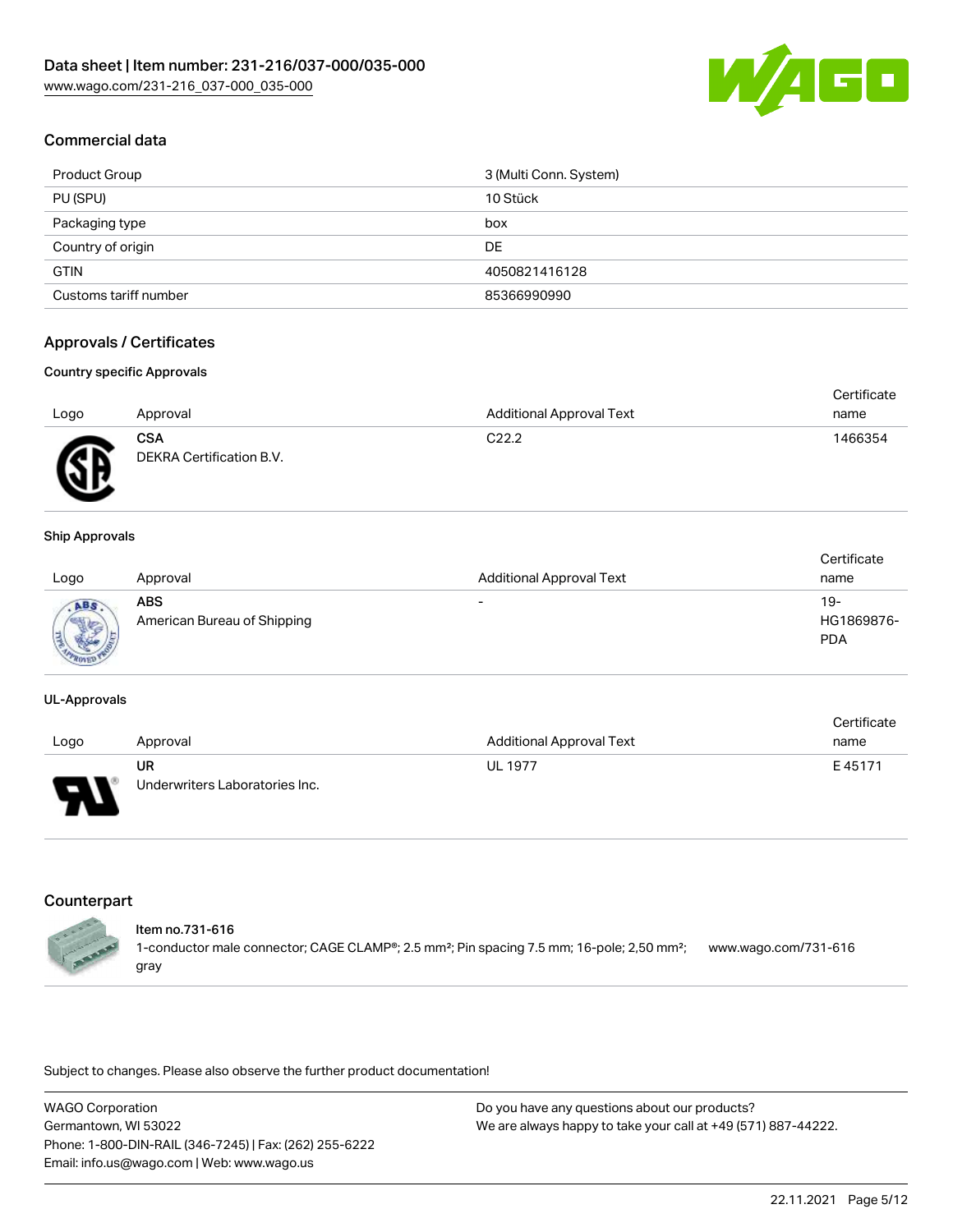## Commercial data

| Product Group | 3 (Multi Conn. System) |
| --- | --- |
| PU (SPU) | 10 Stück |
| Packaging type | box |
| Country of origin | DE |
| GTIN | 4050821416128 |
| Customs tariff number | 85366990990 |

## Approvals / Certificates

### Country specific Approvals

| Logo | Approval | Additional Approval Text | Certificate name |
| --- | --- | --- | --- |
| | **CSA** DEKRA Certification B.V. | C22.2 | 1466354 |

### Ship Approvals

| Logo | Approval | Additional Approval Text | Certificate name |
| --- | --- | --- | --- |
| | **ABS** American Bureau of Shipping | - | 19-HG1869876-PDA |

### UL-Approvals

| Logo | Approval | Additional Approval Text | Certificate name |
| --- | --- | --- | --- |
| | **UR** Underwriters Laboratories Inc. | UL 1977 | E 45171 |

## Counterpart

**Item no.731-616**
1-conductor male connector; CAGE CLAMP®; 2.5 mm²; Pin spacing 7.5 mm; 16-pole; 2,50 mm²; gray — www.wago.com/731-616

Subject to changes. Please also observe the further product documentation!

WAGO Corporation
Germantown, WI 53022
Phone: 1-800-DIN-RAIL (346-7245) | Fax: (262) 255-6222
Email: info.us@wago.com | Web: www.wago.us

Do you have any questions about our products?
We are always happy to take your call at +49 (571) 887-44222.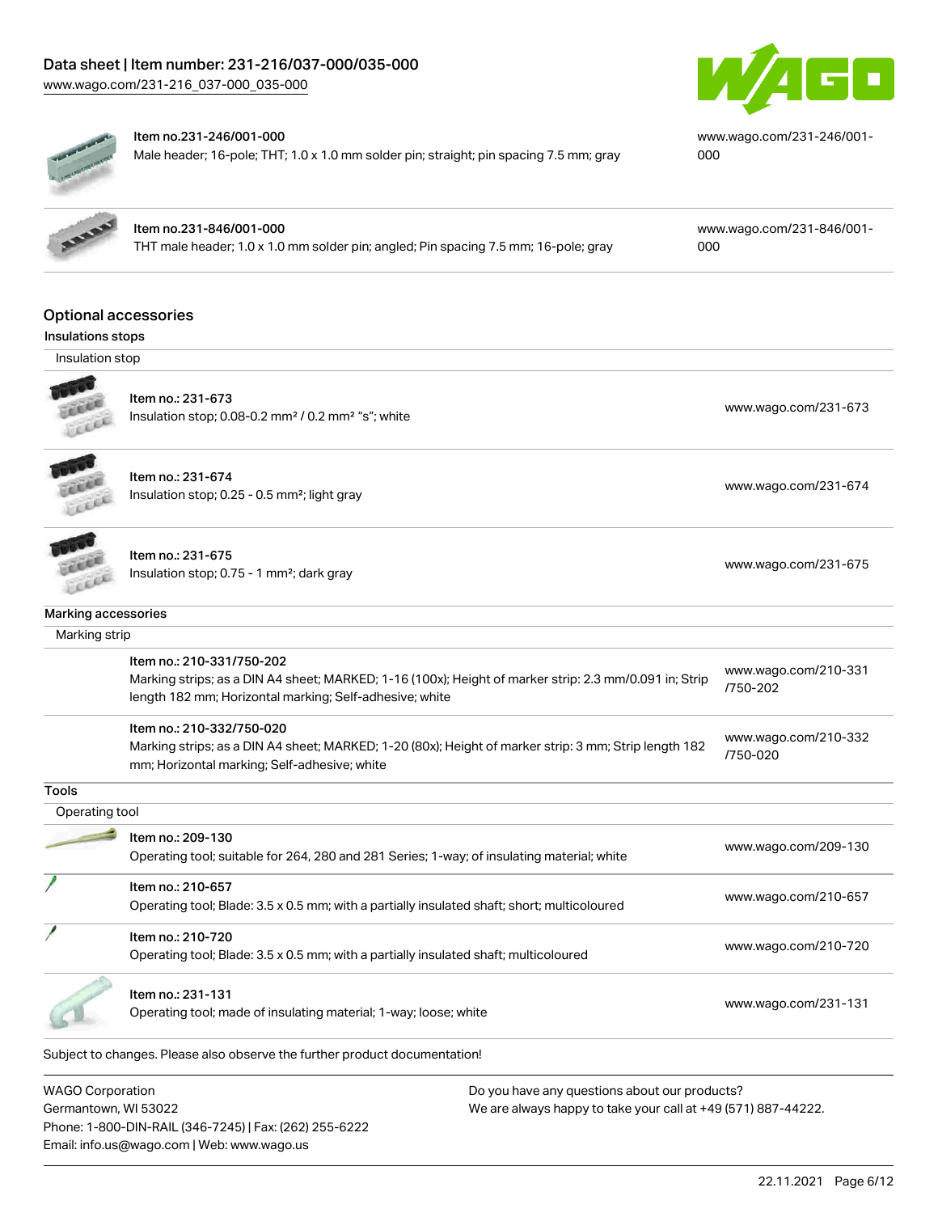| Item | Description | Link |
| --- | --- | --- |
| Item no.231-246/001-000 | Male header; 16-pole; THT; 1.0 x 1.0 mm solder pin; straight; pin spacing 7.5 mm; gray | www.wago.com/231-246/001-000 |
| Item no.231-846/001-000 | THT male header; 1.0 x 1.0 mm solder pin; angled; Pin spacing 7.5 mm; 16-pole; gray | www.wago.com/231-846/001-000 |

## Optional accessories

### Insulations stops

Insulation stop

| Item | Description | Link |
| --- | --- | --- |
| Item no.: 231-673 | Insulation stop; 0.08-0.2 mm² / 0.2 mm² "s"; white | www.wago.com/231-673 |
| Item no.: 231-674 | Insulation stop; 0.25 - 0.5 mm²; light gray | www.wago.com/231-674 |
| Item no.: 231-675 | Insulation stop; 0.75 - 1 mm²; dark gray | www.wago.com/231-675 |

### Marking accessories

Marking strip

| Item | Description | Link |
| --- | --- | --- |
| Item no.: 210-331/750-202 | Marking strips; as a DIN A4 sheet; MARKED; 1-16 (100x); Height of marker strip: 2.3 mm/0.091 in; Strip length 182 mm; Horizontal marking; Self-adhesive; white | www.wago.com/210-331/750-202 |
| Item no.: 210-332/750-020 | Marking strips; as a DIN A4 sheet; MARKED; 1-20 (80x); Height of marker strip: 3 mm; Strip length 182 mm; Horizontal marking; Self-adhesive; white | www.wago.com/210-332/750-020 |

### Tools

Operating tool

| Item | Description | Link |
| --- | --- | --- |
| Item no.: 209-130 | Operating tool; suitable for 264, 280 and 281 Series; 1-way; of insulating material; white | www.wago.com/209-130 |
| Item no.: 210-657 | Operating tool; Blade: 3.5 x 0.5 mm; with a partially insulated shaft; short; multicoloured | www.wago.com/210-657 |
| Item no.: 210-720 | Operating tool; Blade: 3.5 x 0.5 mm; with a partially insulated shaft; multicoloured | www.wago.com/210-720 |
| Item no.: 231-131 | Operating tool; made of insulating material; 1-way; loose; white | www.wago.com/231-131 |

Subject to changes. Please also observe the further product documentation!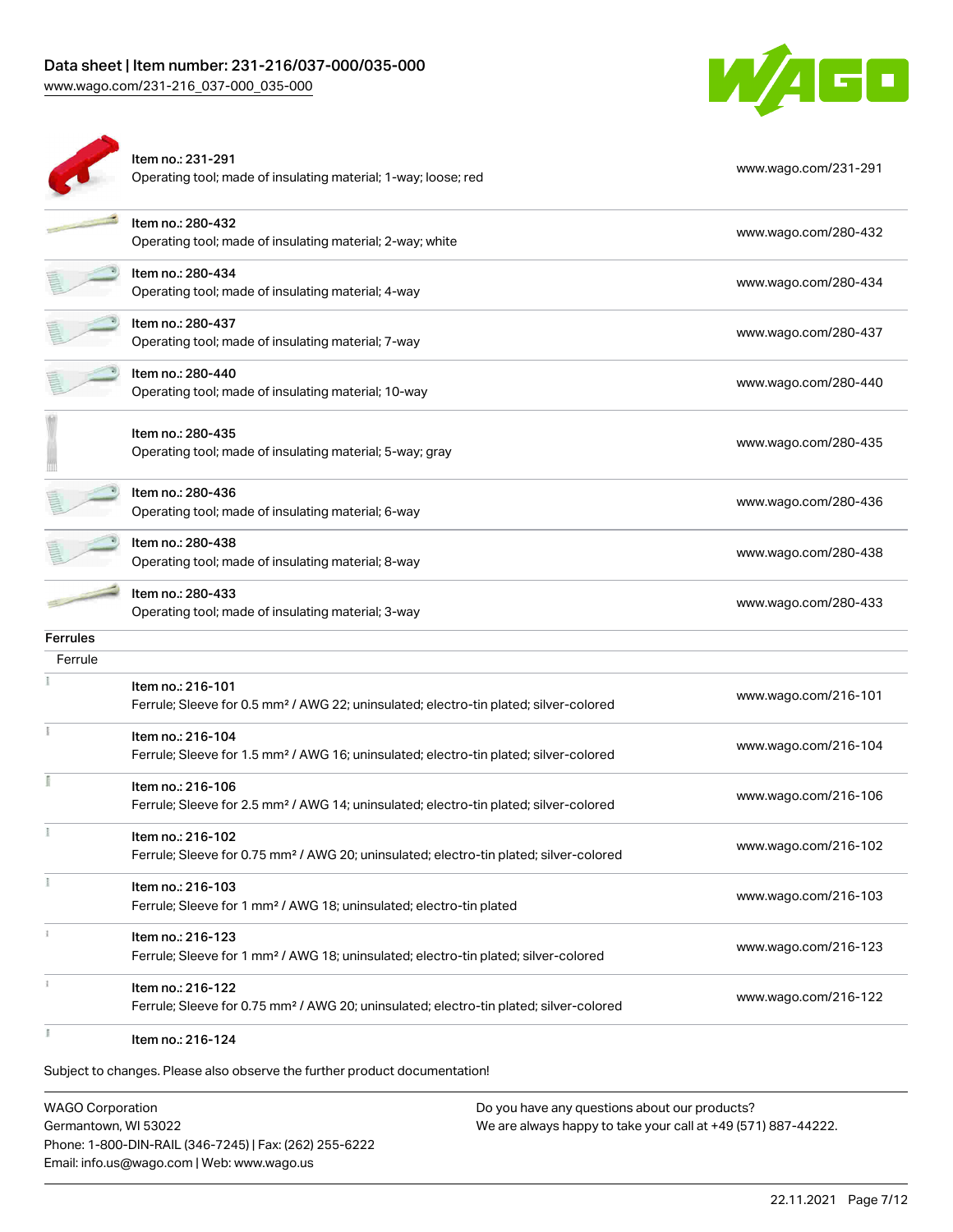| | | |
|---|---|---|
| | Item no.: 231-291<br>Operating tool; made of insulating material; 1-way; loose; red | www.wago.com/231-291 |
| | Item no.: 280-432<br>Operating tool; made of insulating material; 2-way; white | www.wago.com/280-432 |
| | Item no.: 280-434<br>Operating tool; made of insulating material; 4-way | www.wago.com/280-434 |
| | Item no.: 280-437<br>Operating tool; made of insulating material; 7-way | www.wago.com/280-437 |
| | Item no.: 280-440<br>Operating tool; made of insulating material; 10-way | www.wago.com/280-440 |
| | Item no.: 280-435<br>Operating tool; made of insulating material; 5-way; gray | www.wago.com/280-435 |
| | Item no.: 280-436<br>Operating tool; made of insulating material; 6-way | www.wago.com/280-436 |
| | Item no.: 280-438<br>Operating tool; made of insulating material; 8-way | www.wago.com/280-438 |
| | Item no.: 280-433<br>Operating tool; made of insulating material; 3-way | www.wago.com/280-433 |

**Ferrules**

Ferrule

| | | |
|---|---|---|
| | Item no.: 216-101<br>Ferrule; Sleeve for 0.5 mm² / AWG 22; uninsulated; electro-tin plated; silver-colored | www.wago.com/216-101 |
| | Item no.: 216-104<br>Ferrule; Sleeve for 1.5 mm² / AWG 16; uninsulated; electro-tin plated; silver-colored | www.wago.com/216-104 |
| | Item no.: 216-106<br>Ferrule; Sleeve for 2.5 mm² / AWG 14; uninsulated; electro-tin plated; silver-colored | www.wago.com/216-106 |
| | Item no.: 216-102<br>Ferrule; Sleeve for 0.75 mm² / AWG 20; uninsulated; electro-tin plated; silver-colored | www.wago.com/216-102 |
| | Item no.: 216-103<br>Ferrule; Sleeve for 1 mm² / AWG 18; uninsulated; electro-tin plated | www.wago.com/216-103 |
| | Item no.: 216-123<br>Ferrule; Sleeve for 1 mm² / AWG 18; uninsulated; electro-tin plated; silver-colored | www.wago.com/216-123 |
| | Item no.: 216-122<br>Ferrule; Sleeve for 0.75 mm² / AWG 20; uninsulated; electro-tin plated; silver-colored | www.wago.com/216-122 |
| | Item no.: 216-124 | |

Subject to changes. Please also observe the further product documentation!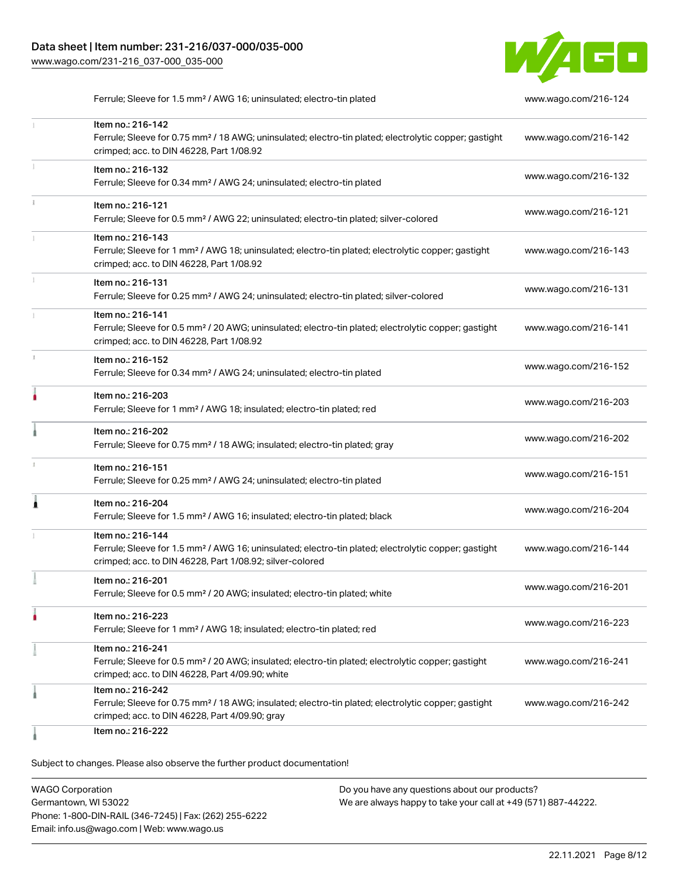| Item | Link |
| --- | --- |
| Ferrule; Sleeve for 1.5 mm² / AWG 16; uninsulated; electro-tin plated | www.wago.com/216-124 |
| Item no.: 216-142<br>Ferrule; Sleeve for 0.75 mm² / 18 AWG; uninsulated; electro-tin plated; electrolytic copper; gastight crimped; acc. to DIN 46228, Part 1/08.92 | www.wago.com/216-142 |
| Item no.: 216-132<br>Ferrule; Sleeve for 0.34 mm² / AWG 24; uninsulated; electro-tin plated | www.wago.com/216-132 |
| Item no.: 216-121<br>Ferrule; Sleeve for 0.5 mm² / AWG 22; uninsulated; electro-tin plated; silver-colored | www.wago.com/216-121 |
| Item no.: 216-143<br>Ferrule; Sleeve for 1 mm² / AWG 18; uninsulated; electro-tin plated; electrolytic copper; gastight crimped; acc. to DIN 46228, Part 1/08.92 | www.wago.com/216-143 |
| Item no.: 216-131<br>Ferrule; Sleeve for 0.25 mm² / AWG 24; uninsulated; electro-tin plated; silver-colored | www.wago.com/216-131 |
| Item no.: 216-141<br>Ferrule; Sleeve for 0.5 mm² / 20 AWG; uninsulated; electro-tin plated; electrolytic copper; gastight crimped; acc. to DIN 46228, Part 1/08.92 | www.wago.com/216-141 |
| Item no.: 216-152<br>Ferrule; Sleeve for 0.34 mm² / AWG 24; uninsulated; electro-tin plated | www.wago.com/216-152 |
| Item no.: 216-203<br>Ferrule; Sleeve for 1 mm² / AWG 18; insulated; electro-tin plated; red | www.wago.com/216-203 |
| Item no.: 216-202<br>Ferrule; Sleeve for 0.75 mm² / 18 AWG; insulated; electro-tin plated; gray | www.wago.com/216-202 |
| Item no.: 216-151<br>Ferrule; Sleeve for 0.25 mm² / AWG 24; uninsulated; electro-tin plated | www.wago.com/216-151 |
| Item no.: 216-204<br>Ferrule; Sleeve for 1.5 mm² / AWG 16; insulated; electro-tin plated; black | www.wago.com/216-204 |
| Item no.: 216-144<br>Ferrule; Sleeve for 1.5 mm² / AWG 16; uninsulated; electro-tin plated; electrolytic copper; gastight crimped; acc. to DIN 46228, Part 1/08.92; silver-colored | www.wago.com/216-144 |
| Item no.: 216-201<br>Ferrule; Sleeve for 0.5 mm² / 20 AWG; insulated; electro-tin plated; white | www.wago.com/216-201 |
| Item no.: 216-223<br>Ferrule; Sleeve for 1 mm² / AWG 18; insulated; electro-tin plated; red | www.wago.com/216-223 |
| Item no.: 216-241<br>Ferrule; Sleeve for 0.5 mm² / 20 AWG; insulated; electro-tin plated; electrolytic copper; gastight crimped; acc. to DIN 46228, Part 4/09.90; white | www.wago.com/216-241 |
| Item no.: 216-242<br>Ferrule; Sleeve for 0.75 mm² / 18 AWG; insulated; electro-tin plated; electrolytic copper; gastight crimped; acc. to DIN 46228, Part 4/09.90; gray | www.wago.com/216-242 |
| Item no.: 216-222 | |

Subject to changes. Please also observe the further product documentation!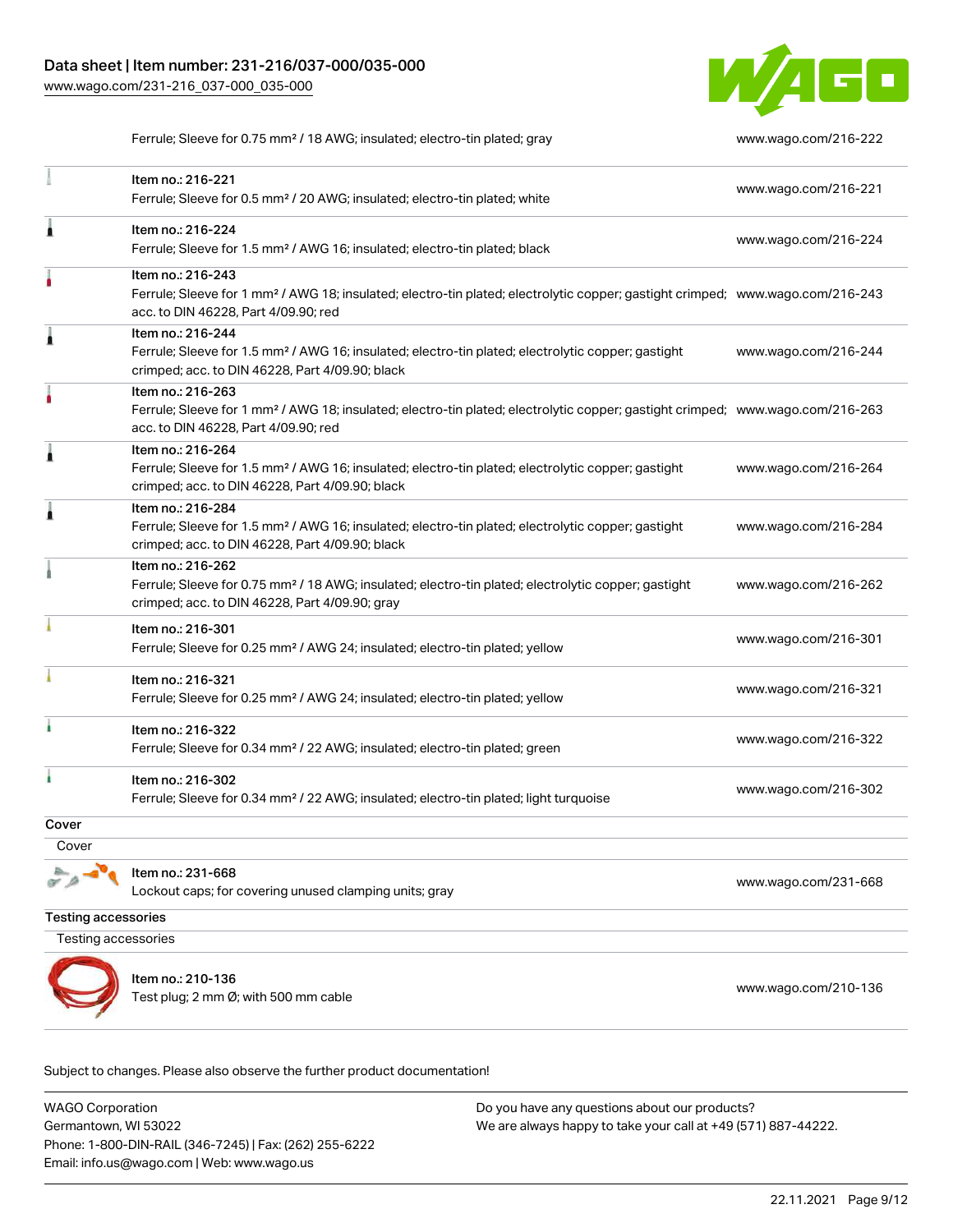| | Ferrule; Sleeve for 0.75 mm² / 18 AWG; insulated; electro-tin plated; gray | www.wago.com/216-222 |
|---|---|---|
| | Item no.: 216-221<br>Ferrule; Sleeve for 0.5 mm² / 20 AWG; insulated; electro-tin plated; white | www.wago.com/216-221 |
| | Item no.: 216-224<br>Ferrule; Sleeve for 1.5 mm² / AWG 16; insulated; electro-tin plated; black | www.wago.com/216-224 |
| | Item no.: 216-243<br>Ferrule; Sleeve for 1 mm² / AWG 18; insulated; electro-tin plated; electrolytic copper; gastight crimped; acc. to DIN 46228, Part 4/09.90; red | www.wago.com/216-243 |
| | Item no.: 216-244<br>Ferrule; Sleeve for 1.5 mm² / AWG 16; insulated; electro-tin plated; electrolytic copper; gastight crimped; acc. to DIN 46228, Part 4/09.90; black | www.wago.com/216-244 |
| | Item no.: 216-263<br>Ferrule; Sleeve for 1 mm² / AWG 18; insulated; electro-tin plated; electrolytic copper; gastight crimped; acc. to DIN 46228, Part 4/09.90; red | www.wago.com/216-263 |
| | Item no.: 216-264<br>Ferrule; Sleeve for 1.5 mm² / AWG 16; insulated; electro-tin plated; electrolytic copper; gastight crimped; acc. to DIN 46228, Part 4/09.90; black | www.wago.com/216-264 |
| | Item no.: 216-284<br>Ferrule; Sleeve for 1.5 mm² / AWG 16; insulated; electro-tin plated; electrolytic copper; gastight crimped; acc. to DIN 46228, Part 4/09.90; black | www.wago.com/216-284 |
| | Item no.: 216-262<br>Ferrule; Sleeve for 0.75 mm² / 18 AWG; insulated; electro-tin plated; electrolytic copper; gastight crimped; acc. to DIN 46228, Part 4/09.90; gray | www.wago.com/216-262 |
| | Item no.: 216-301<br>Ferrule; Sleeve for 0.25 mm² / AWG 24; insulated; electro-tin plated; yellow | www.wago.com/216-301 |
| | Item no.: 216-321<br>Ferrule; Sleeve for 0.25 mm² / AWG 24; insulated; electro-tin plated; yellow | www.wago.com/216-321 |
| | Item no.: 216-322<br>Ferrule; Sleeve for 0.34 mm² / 22 AWG; insulated; electro-tin plated; green | www.wago.com/216-322 |
| | Item no.: 216-302<br>Ferrule; Sleeve for 0.34 mm² / 22 AWG; insulated; electro-tin plated; light turquoise | www.wago.com/216-302 |

**Cover**

Cover

| | Item no.: 231-668<br>Lockout caps; for covering unused clamping units; gray | www.wago.com/231-668 |
|---|---|---|

**Testing accessories**

Testing accessories

| | Item no.: 210-136<br>Test plug; 2 mm Ø; with 500 mm cable | www.wago.com/210-136 |
|---|---|---|

Subject to changes. Please also observe the further product documentation!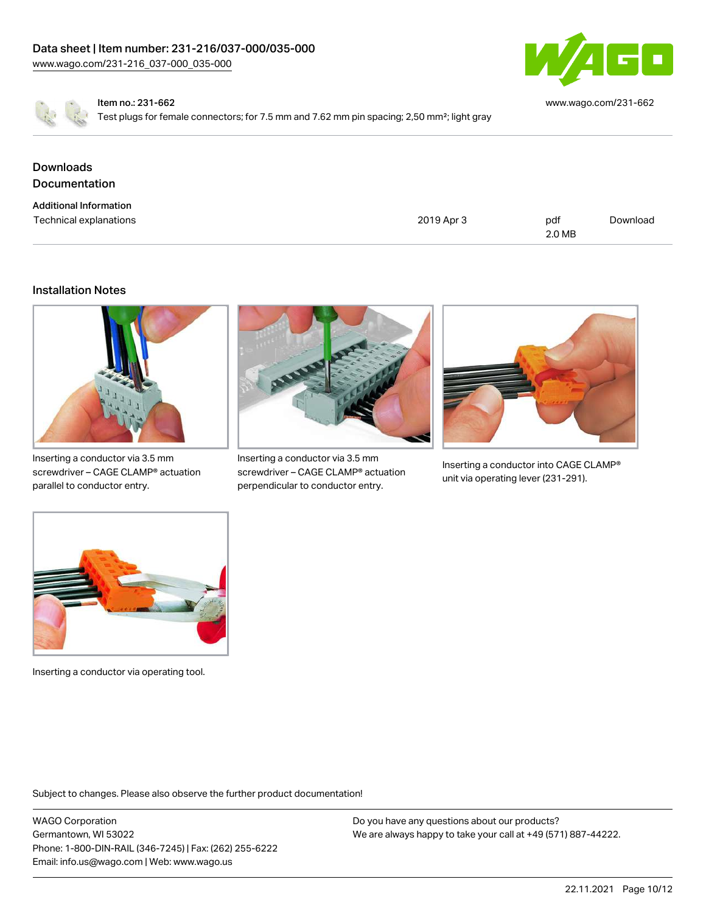Item no.: 231-662

Test plugs for female connectors; for 7.5 mm and 7.62 mm pin spacing; 2,50 mm²; light gray

www.wago.com/231-662

## Downloads

## Documentation

### Additional Information

| | | | |
|---|---|---|---|
| Technical explanations | 2019 Apr 3 | pdf 2.0 MB | Download |

## Installation Notes

Inserting a conductor via 3.5 mm screwdriver – CAGE CLAMP® actuation parallel to conductor entry.

Inserting a conductor via 3.5 mm screwdriver – CAGE CLAMP® actuation perpendicular to conductor entry.

Inserting a conductor into CAGE CLAMP® unit via operating lever (231-291).

Inserting a conductor via operating tool.

Subject to changes. Please also observe the further product documentation!

WAGO Corporation
Germantown, WI 53022
Phone: 1-800-DIN-RAIL (346-7245) | Fax: (262) 255-6222
Email: info.us@wago.com | Web: www.wago.us

Do you have any questions about our products?
We are always happy to take your call at +49 (571) 887-44222.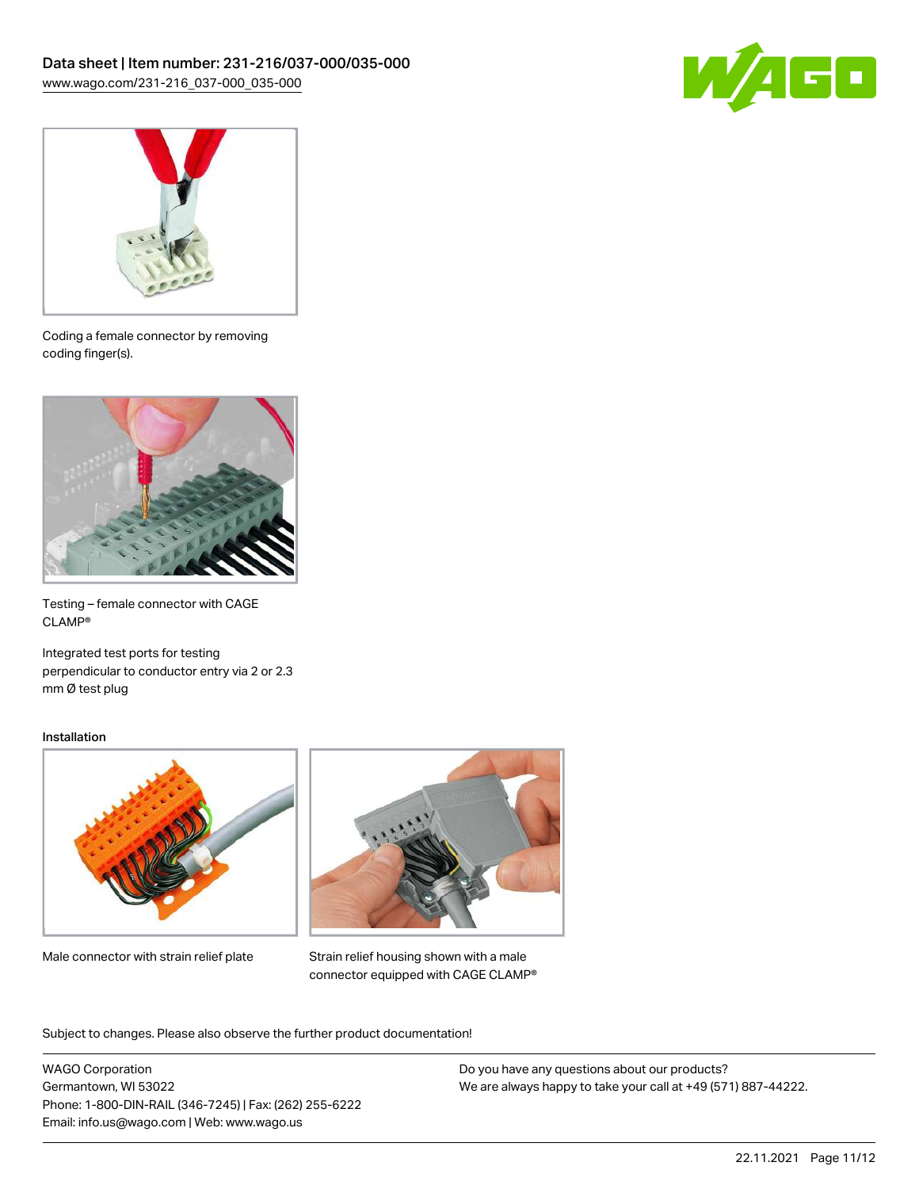Coding a female connector by removing coding finger(s).

Testing – female connector with CAGE CLAMP®

Integrated test ports for testing perpendicular to conductor entry via 2 or 2.3 mm Ø test plug

## Installation

Male connector with strain relief plate

Strain relief housing shown with a male connector equipped with CAGE CLAMP®

Subject to changes. Please also observe the further product documentation!

WAGO Corporation
Germantown, WI 53022
Phone: 1-800-DIN-RAIL (346-7245) | Fax: (262) 255-6222
Email: info.us@wago.com | Web: www.wago.us

Do you have any questions about our products?
We are always happy to take your call at +49 (571) 887-44222.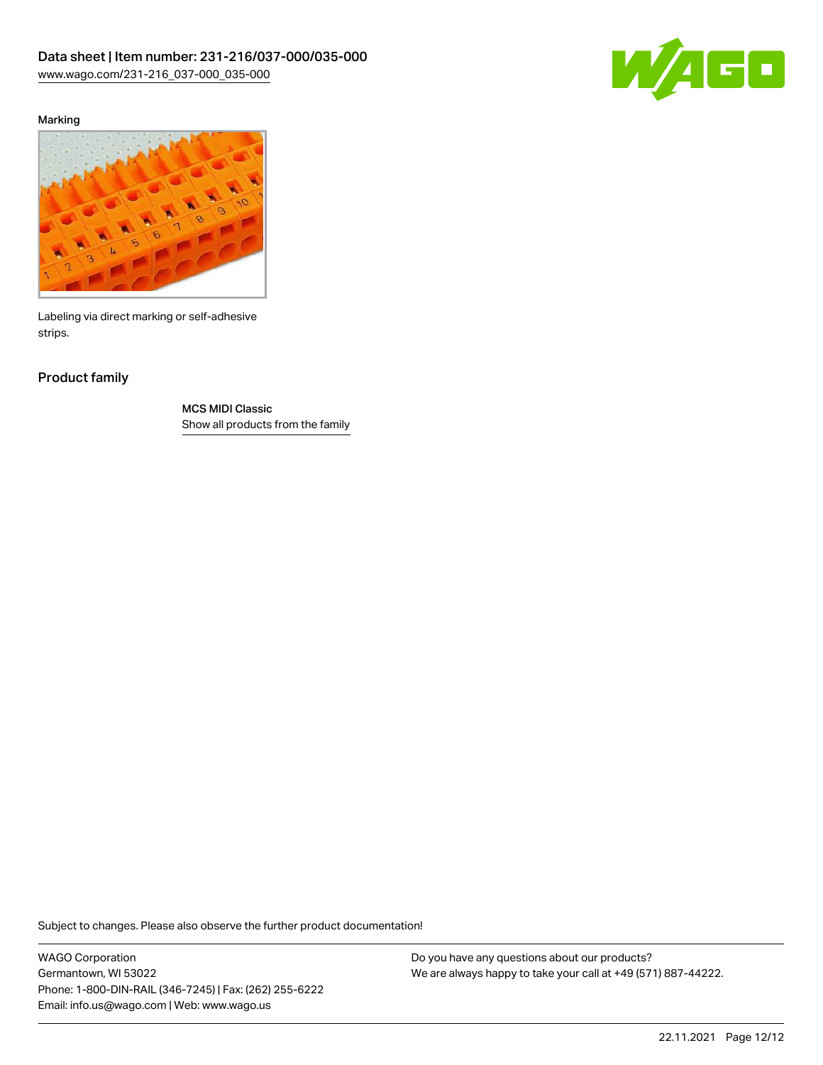Marking

Labeling via direct marking or self-adhesive strips.

## Product family

MCS MIDI Classic
Show all products from the family

Subject to changes. Please also observe the further product documentation!

WAGO Corporation
Germantown, WI 53022
Phone: 1-800-DIN-RAIL (346-7245) | Fax: (262) 255-6222
Email: info.us@wago.com | Web: www.wago.us

Do you have any questions about our products?
We are always happy to take your call at +49 (571) 887-44222.